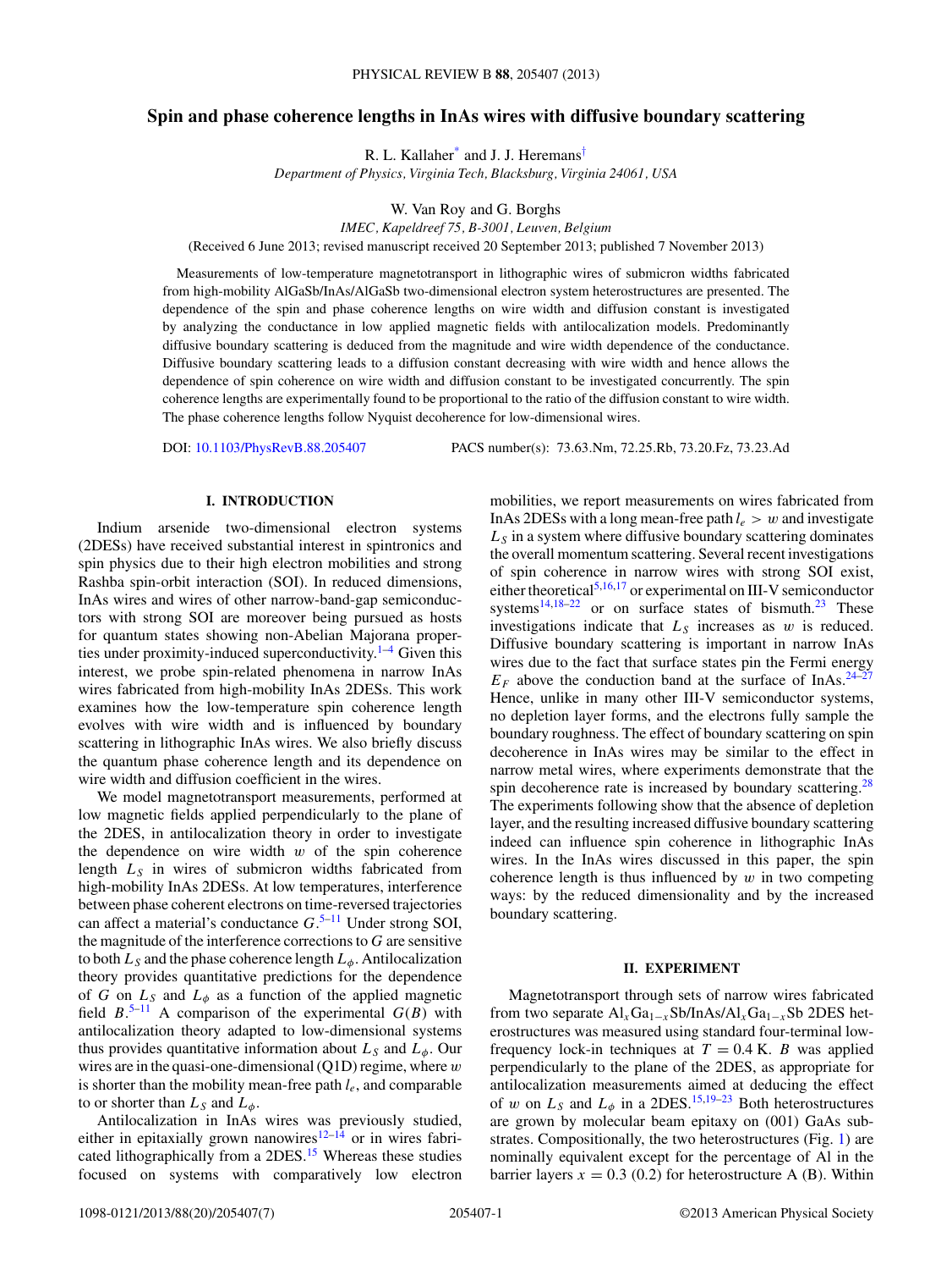# Spin and phase coherence lengths in InAs wires with diffusive boundary scattering

R. L. Kallaher[*] and J. J. Heremans[†]

*Department of Physics, Virginia Tech, Blacksburg, Virginia 24061, USA*

W. Van Roy and G. Borghs

*IMEC, Kapeldreef 75, B-3001, Leuven, Belgium*

(Received 6 June 2013; revised manuscript received 20 September 2013; published 7 November 2013)

Measurements of low-temperature magnetotransport in lithographic wires of submicron widths fabricated from high-mobility AlGaSb/InAs/AlGaSb two-dimensional electron system heterostructures are presented. The dependence of the spin and phase coherence lengths on wire width and diffusion constant is investigated by analyzing the conductance in low applied magnetic fields with antilocalization models. Predominantly diffusive boundary scattering is deduced from the magnitude and wire width dependence of the conductance. Diffusive boundary scattering leads to a diffusion constant decreasing with wire width and hence allows the dependence of spin coherence on wire width and diffusion constant to be investigated concurrently. The spin coherence lengths are experimentally found to be proportional to the ratio of the diffusion constant to wire width. The phase coherence lengths follow Nyquist decoherence for low-dimensional wires.

DOI: 10.1103/PhysRevB.88.205407 PACS number(s): 73.63.Nm, 72.25.Rb, 73.20.Fz, 73.23.Ad

## I. INTRODUCTION

Indium arsenide two-dimensional electron systems (2DESs) have received substantial interest in spintronics and spin physics due to their high electron mobilities and strong Rashba spin-orbit interaction (SOI). In reduced dimensions, InAs wires and wires of other narrow-band-gap semiconductors with strong SOI are moreover being pursued as hosts for quantum states showing non-Abelian Majorana properties under proximity-induced superconductivity.[1–4] Given this interest, we probe spin-related phenomena in narrow InAs wires fabricated from high-mobility InAs 2DESs. This work examines how the low-temperature spin coherence length evolves with wire width and is influenced by boundary scattering in lithographic InAs wires. We also briefly discuss the quantum phase coherence length and its dependence on wire width and diffusion coefficient in the wires.

We model magnetotransport measurements, performed at low magnetic fields applied perpendicularly to the plane of the 2DES, in antilocalization theory in order to investigate the dependence on wire width $w$ of the spin coherence length $L_S$ in wires of submicron widths fabricated from high-mobility InAs 2DESs. At low temperatures, interference between phase coherent electrons on time-reversed trajectories can affect a material's conductance $G$.[5–11] Under strong SOI, the magnitude of the interference corrections to $G$ are sensitive to both $L_S$ and the phase coherence length $L_\phi$. Antilocalization theory provides quantitative predictions for the dependence of $G$ on $L_S$ and $L_\phi$ as a function of the applied magnetic field $B$.[5–11] A comparison of the experimental $G(B)$ with antilocalization theory adapted to low-dimensional systems thus provides quantitative information about $L_S$ and $L_\phi$. Our wires are in the quasi-one-dimensional (Q1D) regime, where $w$ is shorter than the mobility mean-free path $l_e$, and comparable to or shorter than $L_S$ and $L_\phi$.

Antilocalization in InAs wires was previously studied, either in epitaxially grown nanowires[12–14] or in wires fabricated lithographically from a 2DES.[15] Whereas these studies focused on systems with comparatively low electron mobilities, we report measurements on wires fabricated from InAs 2DESs with a long mean-free path $l_e > w$ and investigate $L_S$ in a system where diffusive boundary scattering dominates the overall momentum scattering. Several recent investigations of spin coherence in narrow wires with strong SOI exist, either theoretical[5,16,17] or experimental on III-V semiconductor systems[14,18–22] or on surface states of bismuth.[23] These investigations indicate that $L_S$ increases as $w$ is reduced. Diffusive boundary scattering is important in narrow InAs wires due to the fact that surface states pin the Fermi energy $E_F$ above the conduction band at the surface of InAs.[24–27] Hence, unlike in many other III-V semiconductor systems, no depletion layer forms, and the electrons fully sample the boundary roughness. The effect of boundary scattering on spin decoherence in InAs wires may be similar to the effect in narrow metal wires, where experiments demonstrate that the spin decoherence rate is increased by boundary scattering.[28] The experiments following show that the absence of depletion layer, and the resulting increased diffusive boundary scattering indeed can influence spin coherence in lithographic InAs wires. In the InAs wires discussed in this paper, the spin coherence length is thus influenced by $w$ in two competing ways: by the reduced dimensionality and by the increased boundary scattering.

## II. EXPERIMENT

Magnetotransport through sets of narrow wires fabricated from two separate $Al_xGa_{1-x}Sb/InAs/Al_xGa_{1-x}Sb$ 2DES heterostructures was measured using standard four-terminal low-frequency lock-in techniques at $T = 0.4$ K. $B$ was applied perpendicularly to the plane of the 2DES, as appropriate for antilocalization measurements aimed at deducing the effect of $w$ on $L_S$ and $L_\phi$ in a 2DES.[15,19–23] Both heterostructures are grown by molecular beam epitaxy on (001) GaAs substrates. Compositionally, the two heterostructures (Fig. 1) are nominally equivalent except for the percentage of Al in the barrier layers $x = 0.3$ (0.2) for heterostructure A (B). Within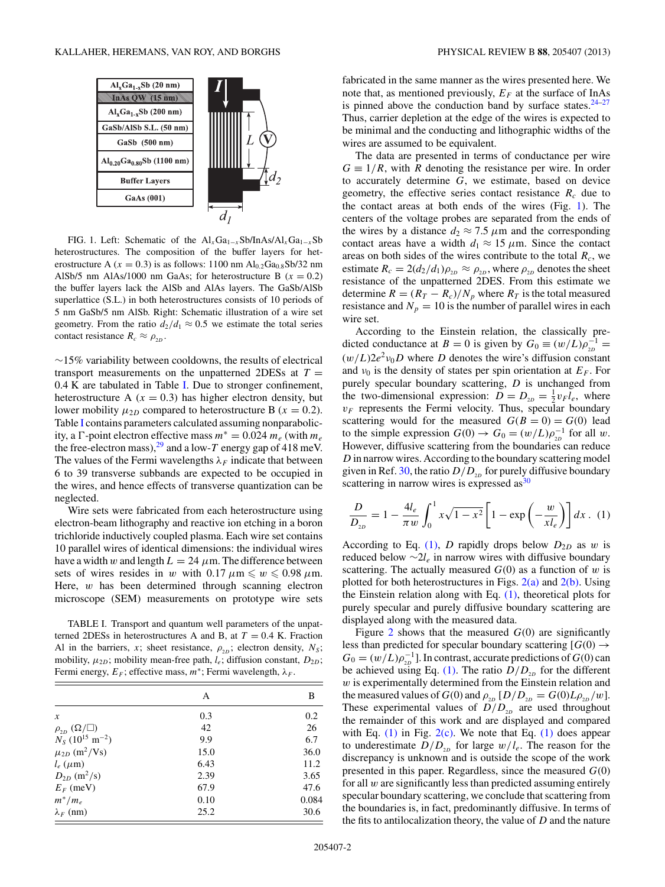FIG. 1. Left: Schematic of the $Al_xGa_{1-x}Sb/InAs/Al_xGa_{1-x}Sb$ heterostructures. The composition of the buffer layers for heterostructure A ($x = 0.3$) is as follows: 1100 nm $Al_{0.2}Ga_{0.8}Sb$/32 nm AlSb/5 nm AlAs/1000 nm GaAs; for heterostructure B ($x = 0.2$) the buffer layers lack the AlSb and AlAs layers. The GaSb/AlSb superlattice (S.L.) in both heterostructures consists of 10 periods of 5 nm GaSb/5 nm AlSb. Right: Schematic illustration of a wire set geometry. From the ratio $d_2/d_1 \approx 0.5$ we estimate the total series contact resistance $R_c \approx \rho_{2D}$.

~15% variability between cooldowns, the results of electrical transport measurements on the unpatterned 2DESs at $T = 0.4$ K are tabulated in Table I. Due to stronger confinement, heterostructure A ($x = 0.3$) has higher electron density, but lower mobility $\mu_{2D}$ compared to heterostructure B ($x = 0.2$). Table I contains parameters calculated assuming nonparabolicity, a Γ-point electron effective mass $m^* = 0.024\, m_e$ (with $m_e$ the free-electron mass),[29] and a low-$T$ energy gap of 418 meV. The values of the Fermi wavelengths $\lambda_F$ indicate that between 6 to 39 transverse subbands are expected to be occupied in the wires, and hence effects of transverse quantization can be neglected.

Wire sets were fabricated from each heterostructure using electron-beam lithography and reactive ion etching in a boron trichloride inductively coupled plasma. Each wire set contains 10 parallel wires of identical dimensions: the individual wires have a width $w$ and length $L = 24\ \mu$m. The difference between sets of wires resides in $w$ with $0.17\ \mu\text{m} \leqslant w \leqslant 0.98\ \mu$m. Here, $w$ has been determined through scanning electron microscope (SEM) measurements on prototype wire sets

TABLE I. Transport and quantum well parameters of the unpatterned 2DESs in heterostructures A and B, at $T = 0.4$ K. Fraction Al in the barriers, $x$; sheet resistance, $\rho_{2D}$; electron density, $N_S$; mobility, $\mu_{2D}$; mobility mean-free path, $l_e$; diffusion constant, $D_{2D}$; Fermi energy, $E_F$; effective mass, $m^*$; Fermi wavelength, $\lambda_F$.

| | A | B |
|---|---|---|
| $x$ | 0.3 | 0.2 |
| $\rho_{2D}$ ($\Omega/\square$) | 42 | 26 |
| $N_S$ ($10^{15}$ m$^{-2}$) | 9.9 | 6.7 |
| $\mu_{2D}$ (m$^2$/Vs) | 15.0 | 36.0 |
| $l_e$ ($\mu$m) | 6.43 | 11.2 |
| $D_{2D}$ (m$^2$/s) | 2.39 | 3.65 |
| $E_F$ (meV) | 67.9 | 47.6 |
| $m^*/m_e$ | 0.10 | 0.084 |
| $\lambda_F$ (nm) | 25.2 | 30.6 |

fabricated in the same manner as the wires presented here. We note that, as mentioned previously, $E_F$ at the surface of InAs is pinned above the conduction band by surface states.[24–27] Thus, carrier depletion at the edge of the wires is expected to be minimal and the conducting and lithographic widths of the wires are assumed to be equivalent.

The data are presented in terms of conductance per wire $G \equiv 1/R$, with $R$ denoting the resistance per wire. In order to accurately determine $G$, we estimate, based on device geometry, the effective series contact resistance $R_c$ due to the contact areas at both ends of the wires (Fig. 1). The centers of the voltage probes are separated from the ends of the wires by a distance $d_2 \approx 7.5\ \mu$m and the corresponding contact areas have a width $d_1 \approx 15\ \mu$m. Since the contact areas on both sides of the wires contribute to the total $R_c$, we estimate $R_c = 2(d_2/d_1)\rho_{2D} \approx \rho_{2D}$, where $\rho_{2D}$ denotes the sheet resistance of the unpatterned 2DES. From this estimate we determine $R = (R_T - R_c)/N_p$ where $R_T$ is the total measured resistance and $N_p = 10$ is the number of parallel wires in each wire set.

According to the Einstein relation, the classically predicted conductance at $B = 0$ is given by $G_0 \equiv (w/L)\rho_{2D}^{-1} = (w/L)2e^2\nu_0 D$ where $D$ denotes the wire's diffusion constant and $\nu_0$ is the density of states per spin orientation at $E_F$. For purely specular boundary scattering, $D$ is unchanged from the two-dimensional expression: $D = D_{2D} = \frac{1}{2}v_F l_e$, where $v_F$ represents the Fermi velocity. Thus, specular boundary scattering would for the measured $G(B=0) = G(0)$ lead to the simple expression $G(0) \to G_0 = (w/L)\rho_{2D}^{-1}$ for all $w$. However, diffusive scattering from the boundaries can reduce $D$ in narrow wires. According to the boundary scattering model given in Ref. 30, the ratio $D/D_{2D}$ for purely diffusive boundary scattering in narrow wires is expressed as[30]

$$\frac{D}{D_{2D}} = 1 - \frac{4l_e}{\pi w}\int_0^1 x\sqrt{1-x^2}\left[1 - \exp\left(-\frac{w}{xl_e}\right)\right]dx\,. \quad (1)$$

According to Eq. (1), $D$ rapidly drops below $D_{2D}$ as $w$ is reduced below $\sim 2l_e$ in narrow wires with diffusive boundary scattering. The actually measured $G(0)$ as a function of $w$ is plotted for both heterostructures in Figs. 2(a) and 2(b). Using the Einstein relation along with Eq. (1), theoretical plots for purely specular and purely diffusive boundary scattering are displayed along with the measured data.

Figure 2 shows that the measured $G(0)$ are significantly less than predicted for specular boundary scattering [$G(0) \to G_0 = (w/L)\rho_{2D}^{-1}$]. In contrast, accurate predictions of $G(0)$ can be achieved using Eq. (1). The ratio $D/D_{2D}$ for the different $w$ is experimentally determined from the Einstein relation and the measured values of $G(0)$ and $\rho_{2D}$ [$D/D_{2D} = G(0)L\rho_{2D}/w$]. These experimental values of $D/D_{2D}$ are used throughout the remainder of this work and are displayed and compared with Eq. (1) in Fig. 2(c). We note that Eq. (1) does appear to underestimate $D/D_{2D}$ for large $w/l_e$. The reason for the discrepancy is unknown and is outside the scope of the work presented in this paper. Regardless, since the measured $G(0)$ for all $w$ are significantly less than predicted assuming entirely specular boundary scattering, we conclude that scattering from the boundaries is, in fact, predominantly diffusive. In terms of the fits to antilocalization theory, the value of $D$ and the nature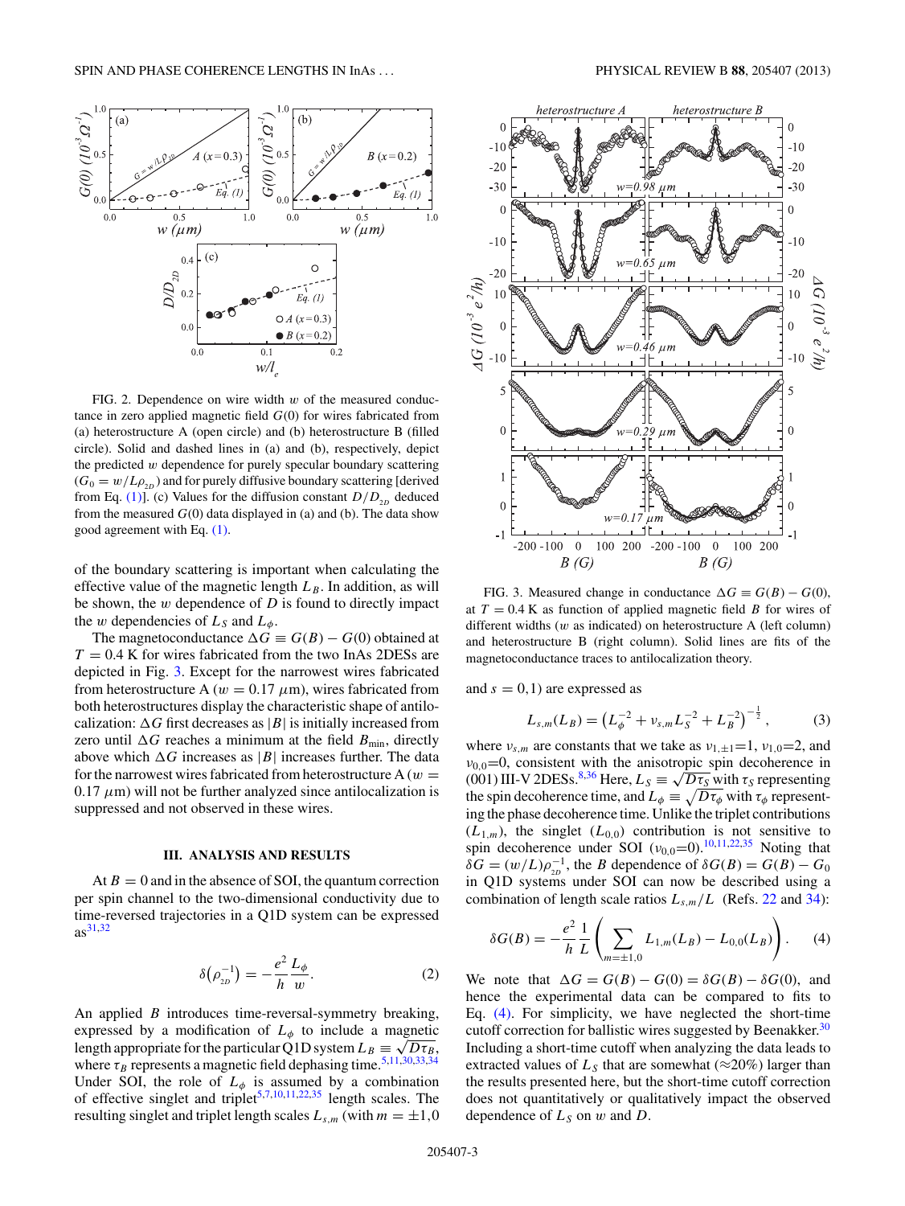FIG. 2. Dependence on wire width $w$ of the measured conductance in zero applied magnetic field $G(0)$ for wires fabricated from (a) heterostructure A (open circle) and (b) heterostructure B (filled circle). Solid and dashed lines in (a) and (b), respectively, depict the predicted $w$ dependence for purely specular boundary scattering ($G_0 = w/L\rho_{_{2D}}$) and for purely diffusive boundary scattering [derived from Eq. (1)]. (c) Values for the diffusion constant $D/D_{_{2D}}$ deduced from the measured $G(0)$ data displayed in (a) and (b). The data show good agreement with Eq. (1).

of the boundary scattering is important when calculating the effective value of the magnetic length $L_B$. In addition, as will be shown, the $w$ dependence of $D$ is found to directly impact the $w$ dependencies of $L_S$ and $L_\phi$.

The magnetoconductance $\Delta G \equiv G(B) - G(0)$ obtained at $T = 0.4$ K for wires fabricated from the two InAs 2DESs are depicted in Fig. 3. Except for the narrowest wires fabricated from heterostructure A ($w = 0.17$ $\mu$m), wires fabricated from both heterostructures display the characteristic shape of antilocalization: $\Delta G$ first decreases as $|B|$ is initially increased from zero until $\Delta G$ reaches a minimum at the field $B_{\min}$, directly above which $\Delta G$ increases as $|B|$ increases further. The data for the narrowest wires fabricated from heterostructure A ($w = 0.17$ $\mu$m) will not be further analyzed since antilocalization is suppressed and not observed in these wires.

## III. ANALYSIS AND RESULTS

At $B = 0$ and in the absence of SOI, the quantum correction per spin channel to the two-dimensional conductivity due to time-reversed trajectories in a Q1D system can be expressed as[31,32]

$$\delta\left(\rho_{_{2D}}^{-1}\right) = -\frac{e^2}{h}\frac{L_\phi}{w}. \tag{2}$$

An applied $B$ introduces time-reversal-symmetry breaking, expressed by a modification of $L_\phi$ to include a magnetic length appropriate for the particular Q1D system $L_B \equiv \sqrt{D\tau_B}$, where $\tau_B$ represents a magnetic field dephasing time.[5,11,30,33,34] Under SOI, the role of $L_\phi$ is assumed by a combination of effective singlet and triplet[5,7,10,11,22,35] length scales. The resulting singlet and triplet length scales $L_{s,m}$ (with $m = \pm1, 0$ and $s = 0,1$) are expressed as

$$L_{s,m}(L_B) = \left(L_\phi^{-2} + \nu_{s,m}L_S^{-2} + L_B^{-2}\right)^{-\frac{1}{2}}, \tag{3}$$

where $\nu_{s,m}$ are constants that we take as $\nu_{1,\pm1}$=1, $\nu_{1,0}$=2, and $\nu_{0,0}$=0, consistent with the anisotropic spin decoherence in (001) III-V 2DESs.[8,36] Here, $L_S \equiv \sqrt{D\tau_S}$ with $\tau_S$ representing the spin decoherence time, and $L_\phi \equiv \sqrt{D\tau_\phi}$ with $\tau_\phi$ representing the phase decoherence time. Unlike the triplet contributions ($L_{1,m}$), the singlet ($L_{0,0}$) contribution is not sensitive to spin decoherence under SOI ($\nu_{0,0}$=0).[10,11,22,35] Noting that $\delta G = (w/L)\rho_{_{2D}}^{-1}$, the $B$ dependence of $\delta G(B) = G(B) - G_0$ in Q1D systems under SOI can now be described using a combination of length scale ratios $L_{s,m}/L$ (Refs. 22 and 34):

$$\delta G(B) = -\frac{e^2}{h}\frac{1}{L}\left(\sum_{m=\pm1,0} L_{1,m}(L_B) - L_{0,0}(L_B)\right). \tag{4}$$

We note that $\Delta G = G(B) - G(0) = \delta G(B) - \delta G(0)$, and hence the experimental data can be compared to fits to Eq. (4). For simplicity, we have neglected the short-time cutoff correction for ballistic wires suggested by Beenakker.[30] Including a short-time cutoff when analyzing the data leads to extracted values of $L_S$ that are somewhat ($\approx$20%) larger than the results presented here, but the short-time cutoff correction does not quantitatively or qualitatively impact the observed dependence of $L_S$ on $w$ and $D$.

FIG. 3. Measured change in conductance $\Delta G \equiv G(B) - G(0)$, at $T = 0.4$ K as function of applied magnetic field $B$ for wires of different widths ($w$ as indicated) on heterostructure A (left column) and heterostructure B (right column). Solid lines are fits of the magnetoconductance traces to antilocalization theory.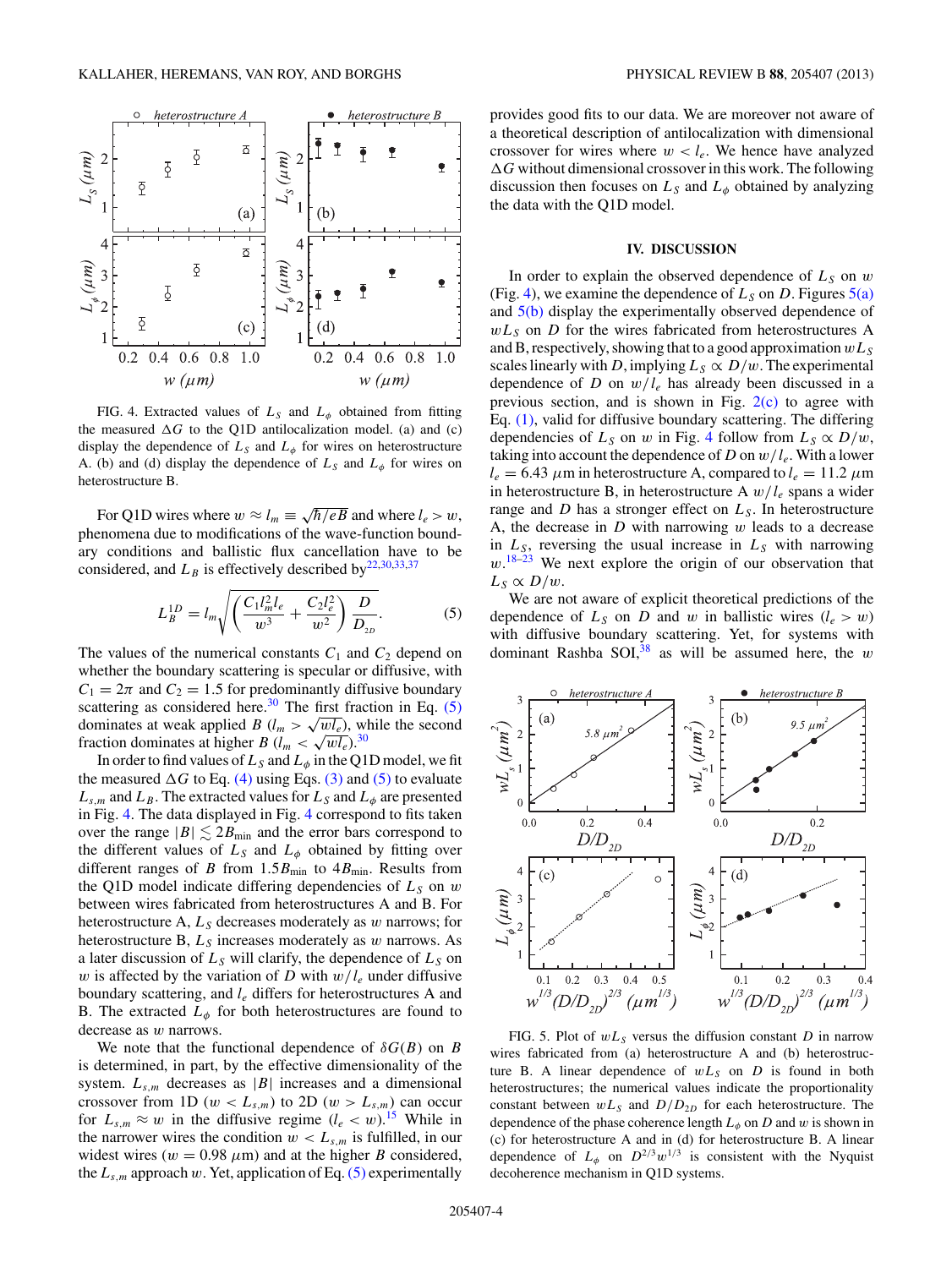FIG. 4. Extracted values of $L_S$ and $L_\phi$ obtained from fitting the measured $\Delta G$ to the Q1D antilocalization model. (a) and (c) display the dependence of $L_S$ and $L_\phi$ for wires on heterostructure A. (b) and (d) display the dependence of $L_S$ and $L_\phi$ for wires on heterostructure B.

For Q1D wires where $w \approx l_m \equiv \sqrt{\hbar/eB}$ and where $l_e > w$, phenomena due to modifications of the wave-function boundary conditions and ballistic flux cancellation have to be considered, and $L_B$ is effectively described by[22,30,33,37]

$$L_B^{1D} = l_m \sqrt{\left( \frac{C_1 l_m^2 l_e}{w^3} + \frac{C_2 l_e^2}{w^2} \right) \frac{D}{D_{2D}}}. \tag{5}$$

The values of the numerical constants $C_1$ and $C_2$ depend on whether the boundary scattering is specular or diffusive, with $C_1 = 2\pi$ and $C_2 = 1.5$ for predominantly diffusive boundary scattering as considered here.[30] The first fraction in Eq. (5) dominates at weak applied $B$ ($l_m > \sqrt{w l_e}$), while the second fraction dominates at higher $B$ ($l_m < \sqrt{w l_e}$).[30]

In order to find values of $L_S$ and $L_\phi$ in the Q1D model, we fit the measured $\Delta G$ to Eq. (4) using Eqs. (3) and (5) to evaluate $L_{s,m}$ and $L_B$. The extracted values for $L_S$ and $L_\phi$ are presented in Fig. 4. The data displayed in Fig. 4 correspond to fits taken over the range $|B| \lesssim 2B_{\min}$ and the error bars correspond to the different values of $L_S$ and $L_\phi$ obtained by fitting over different ranges of $B$ from $1.5B_{\min}$ to $4B_{\min}$. Results from the Q1D model indicate differing dependencies of $L_S$ on $w$ between wires fabricated from heterostructures A and B. For heterostructure A, $L_S$ decreases moderately as $w$ narrows; for heterostructure B, $L_S$ increases moderately as $w$ narrows. As a later discussion of $L_S$ will clarify, the dependence of $L_S$ on $w$ is affected by the variation of $D$ with $w/l_e$ under diffusive boundary scattering, and $l_e$ differs for heterostructures A and B. The extracted $L_\phi$ for both heterostructures are found to decrease as $w$ narrows.

We note that the functional dependence of $\delta G(B)$ on $B$ is determined, in part, by the effective dimensionality of the system. $L_{s,m}$ decreases as $|B|$ increases and a dimensional crossover from 1D ($w < L_{s,m}$) to 2D ($w > L_{s,m}$) can occur for $L_{s,m} \approx w$ in the diffusive regime ($l_e < w$).[15] While in the narrower wires the condition $w < L_{s,m}$ is fulfilled, in our widest wires ($w = 0.98$ $\mu$m) and at the higher $B$ considered, the $L_{s,m}$ approach $w$. Yet, application of Eq. (5) experimentally provides good fits to our data. We are moreover not aware of a theoretical description of antilocalization with dimensional crossover for wires where $w < l_e$. We hence have analyzed $\Delta G$ without dimensional crossover in this work. The following discussion then focuses on $L_S$ and $L_\phi$ obtained by analyzing the data with the Q1D model.

## IV. DISCUSSION

In order to explain the observed dependence of $L_S$ on $w$ (Fig. 4), we examine the dependence of $L_S$ on $D$. Figures 5(a) and 5(b) display the experimentally observed dependence of $wL_S$ on $D$ for the wires fabricated from heterostructures A and B, respectively, showing that to a good approximation $wL_S$ scales linearly with $D$, implying $L_S \propto D/w$. The experimental dependence of $D$ on $w/l_e$ has already been discussed in a previous section, and is shown in Fig. 2(c) to agree with Eq. (1), valid for diffusive boundary scattering. The differing dependencies of $L_S$ on $w$ in Fig. 4 follow from $L_S \propto D/w$, taking into account the dependence of $D$ on $w/l_e$. With a lower $l_e = 6.43$ $\mu$m in heterostructure A, compared to $l_e = 11.2$ $\mu$m in heterostructure B, in heterostructure A $w/l_e$ spans a wider range and $D$ has a stronger effect on $L_S$. In heterostructure A, the decrease in $D$ with narrowing $w$ leads to a decrease in $L_S$, reversing the usual increase in $L_S$ with narrowing $w$.[18–23] We next explore the origin of our observation that $L_S \propto D/w$.

We are not aware of explicit theoretical predictions of the dependence of $L_S$ on $D$ and $w$ in ballistic wires ($l_e > w$) with diffusive boundary scattering. Yet, for systems with dominant Rashba SOI,[38] as will be assumed here, the $w$

FIG. 5. Plot of $wL_S$ versus the diffusion constant $D$ in narrow wires fabricated from (a) heterostructure A and (b) heterostructure B. A linear dependence of $wL_S$ on $D$ is found in both heterostructures; the numerical values indicate the proportionality constant between $wL_S$ and $D/D_{2D}$ for each heterostructure. The dependence of the phase coherence length $L_\phi$ on $D$ and $w$ is shown in (c) for heterostructure A and in (d) for heterostructure B. A linear dependence of $L_\phi$ on $D^{2/3}w^{1/3}$ is consistent with the Nyquist decoherence mechanism in Q1D systems.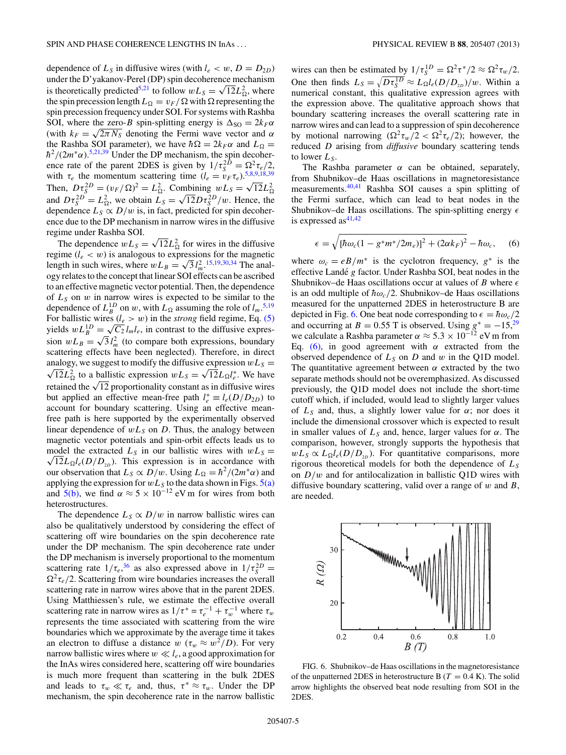dependence of $L_S$ in diffusive wires (with $l_e < w$, $D = D_{2D}$) under the D'yakanov-Perel (DP) spin decoherence mechanism is theoretically predicted[5,21] to follow $wL_S = \sqrt{12}L_\Omega^2$, where the spin precession length $L_\Omega = v_F/\Omega$ with $\Omega$ representing the spin precession frequency under SOI. For systems with Rashba SOI, where the zero-$B$ spin-splitting energy is $\Delta_{SO} = 2k_F\alpha$ (with $k_F = \sqrt{2\pi N_S}$ denoting the Fermi wave vector and $\alpha$ the Rashba SOI parameter), we have $\hbar\Omega = 2k_F\alpha$ and $L_\Omega = \hbar^2/(2m^*\alpha)$.[5,21,39] Under the DP mechanism, the spin decoherence rate of the parent 2DES is given by $1/\tau_S^{2D} = \Omega^2\tau_e/2$, with $\tau_e$ the momentum scattering time ($l_e = v_F\tau_e$).[5,8,9,18,39] Then, $D\tau_S^{2D} = (v_F/\Omega)^2 = L_\Omega^2$. Combining $wL_S = \sqrt{12}L_\Omega^2$ and $D\tau_S^{2D} = L_\Omega^2$, we obtain $L_S = \sqrt{12}D\tau_S^{2D}/w$. Hence, the dependence $L_S \propto D/w$ is, in fact, predicted for spin decoherence due to the DP mechanism in narrow wires in the diffusive regime under Rashba SOI.

The dependence $wL_S = \sqrt{12}L_\Omega^2$ for wires in the diffusive regime ($l_e < w$) is analogous to expressions for the magnetic length in such wires, where $wL_B = \sqrt{3}\,l_m^2$.[15,19,30,34] The analogy relates to the concept that linear SOI effects can be ascribed to an effective magnetic vector potential. Then, the dependence of $L_S$ on $w$ in narrow wires is expected to be similar to the dependence of $L_B^{1D}$ on $w$, with $L_\Omega$ assuming the role of $l_m$.[5,19] For ballistic wires ($l_e > w$) in the *strong* field regime, Eq. (5) yields $wL_B^{1D} = \sqrt{C_2}\,l_m l_e$, in contrast to the diffusive expression $wL_B = \sqrt{3}\,l_m^2$ (to compare both expressions, boundary scattering effects have been neglected). Therefore, in direct analogy, we suggest to modify the diffusive expression $wL_S = \sqrt{12}L_\Omega^2$ to a ballistic expression $wL_S = \sqrt{12}L_\Omega l_e^*$. We have retained the $\sqrt{12}$ proportionality constant as in diffusive wires but applied an effective mean-free path $l_e^* \equiv l_e(D/D_{2D})$ to account for boundary scattering. Using an effective mean-free path is here supported by the experimentally observed linear dependence of $wL_S$ on $D$. Thus, the analogy between magnetic vector potentials and spin-orbit effects leads us to model the extracted $L_S$ in our ballistic wires with $wL_S = \sqrt{12}L_\Omega l_e(D/D_{2D})$. This expression is in accordance with our observation that $L_S \propto D/w$. Using $L_\Omega = \hbar^2/(2m^*\alpha)$ and applying the expression for $wL_S$ to the data shown in Figs. 5(a) and 5(b), we find $\alpha \approx 5 \times 10^{-12}$ eV m for wires from both heterostructures.

The dependence $L_S \propto D/w$ in narrow ballistic wires can also be qualitatively understood by considering the effect of scattering off wire boundaries on the spin decoherence rate under the DP mechanism. The spin decoherence rate under the DP mechanism is inversely proportional to the momentum scattering rate $1/\tau_e$,[36] as also expressed above in $1/\tau_S^{2D} = \Omega^2\tau_e/2$. Scattering from wire boundaries increases the overall scattering rate in narrow wires above that in the parent 2DES. Using Matthiessen's rule, we estimate the effective overall scattering rate in narrow wires as $1/\tau^* = \tau_e^{-1} + \tau_w^{-1}$ where $\tau_w$ represents the time associated with scattering from the wire boundaries which we approximate by the average time it takes an electron to diffuse a distance $w$ ($\tau_w \approx w^2/D$). For very narrow ballistic wires where $w \ll l_e$, a good approximation for the InAs wires considered here, scattering off wire boundaries is much more frequent than scattering in the bulk 2DES and leads to $\tau_w \ll \tau_e$ and, thus, $\tau^* \approx \tau_w$. Under the DP mechanism, the spin decoherence rate in the narrow ballistic wires can then be estimated by $1/\tau_S^{1D} = \Omega^2\tau^*/2 \approx \Omega^2\tau_w/2$. One then finds $L_S = \sqrt{D\tau_S^{1D}} \approx L_\Omega l_e(D/D_{2D})/w$. Within a numerical constant, this qualitative expression agrees with the expression above. The qualitative approach shows that boundary scattering increases the overall scattering rate in narrow wires and can lead to a suppression of spin decoherence by motional narrowing ($\Omega^2\tau_w/2 < \Omega^2\tau_e/2$); however, the reduced $D$ arising from *diffusive* boundary scattering tends to lower $L_S$.

The Rashba parameter $\alpha$ can be obtained, separately, from Shubnikov–de Haas oscillations in magnetoresistance measurements.[40,41] Rashba SOI causes a spin splitting of the Fermi surface, which can lead to beat nodes in the Shubnikov–de Haas oscillations. The spin-splitting energy $\epsilon$ is expressed as[41,42]

$$\epsilon = \sqrt{[\hbar\omega_c(1 - g^*m^*/2m_e)]^2 + (2\alpha k_F)^2} - \hbar\omega_c, \quad (6)$$

where $\omega_c = eB/m^*$ is the cyclotron frequency, $g^*$ is the effective Landé $g$ factor. Under Rashba SOI, beat nodes in the Shubnikov–de Haas oscillations occur at values of $B$ where $\epsilon$ is an odd multiple of $\hbar\omega_c/2$. Shubnikov–de Haas oscillations measured for the unpatterned 2DES in heterostructure B are depicted in Fig. 6. One beat node corresponding to $\epsilon = \hbar\omega_c/2$ and occurring at $B = 0.55$ T is observed. Using $g^* = -15$,[29] we calculate a Rashba parameter $\alpha \approx 5.3 \times 10^{-12}$ eV m from Eq. (6), in good agreement with $\alpha$ extracted from the observed dependence of $L_S$ on $D$ and $w$ in the Q1D model. The quantitative agreement between $\alpha$ extracted by the two separate methods should not be overemphasized. As discussed previously, the Q1D model does not include the short-time cutoff which, if included, would lead to slightly larger values of $L_S$ and, thus, a slightly lower value for $\alpha$; nor does it include the dimensional crossover which is expected to result in smaller values of $L_S$ and, hence, larger values for $\alpha$. The comparison, however, strongly supports the hypothesis that $wL_S \propto L_\Omega l_e(D/D_{2D})$. For quantitative comparisons, more rigorous theoretical models for both the dependence of $L_S$ on $D/w$ and for antilocalization in ballistic Q1D wires with diffusive boundary scattering, valid over a range of $w$ and $B$, are needed.

FIG. 6. Shubnikov–de Haas oscillations in the magnetoresistance of the unpatterned 2DES in heterostructure B ($T = 0.4$ K). The solid arrow highlights the observed beat node resulting from SOI in the 2DES.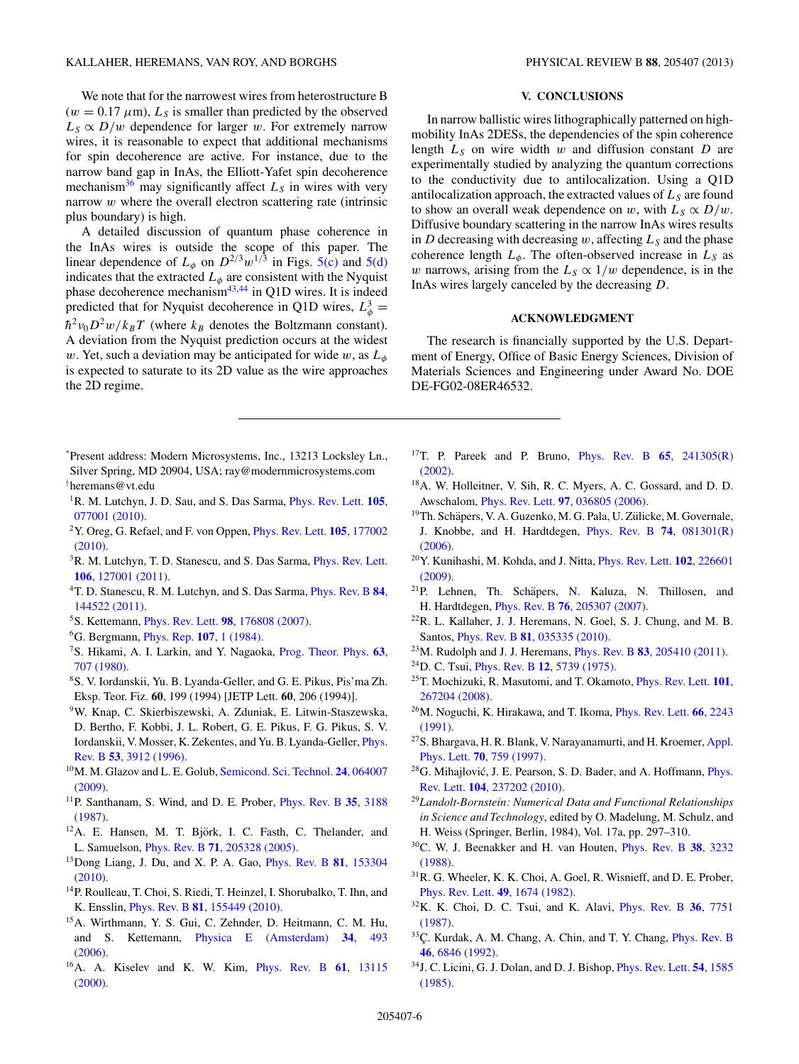We note that for the narrowest wires from heterostructure B ($w = 0.17\ \mu$m), $L_S$ is smaller than predicted by the observed $L_S \propto D/w$ dependence for larger $w$. For extremely narrow wires, it is reasonable to expect that additional mechanisms for spin decoherence are active. For instance, due to the narrow band gap in InAs, the Elliott-Yafet spin decoherence mechanism[36] may significantly affect $L_S$ in wires with very narrow $w$ where the overall electron scattering rate (intrinsic plus boundary) is high.

A detailed discussion of quantum phase coherence in the InAs wires is outside the scope of this paper. The linear dependence of $L_\phi$ on $D^{2/3}w^{1/3}$ in Figs. 5(c) and 5(d) indicates that the extracted $L_\phi$ are consistent with the Nyquist phase decoherence mechanism[43,44] in Q1D wires. It is indeed predicted that for Nyquist decoherence in Q1D wires, $L_\phi^3 = \hbar^2 \nu_0 D^2 w / k_B T$ (where $k_B$ denotes the Boltzmann constant). A deviation from the Nyquist prediction occurs at the widest $w$. Yet, such a deviation may be anticipated for wide $w$, as $L_\phi$ is expected to saturate to its 2D value as the wire approaches the 2D regime.

## V. CONCLUSIONS

In narrow ballistic wires lithographically patterned on high-mobility InAs 2DESs, the dependencies of the spin coherence length $L_S$ on wire width $w$ and diffusion constant $D$ are experimentally studied by analyzing the quantum corrections to the conductivity due to antilocalization. Using a Q1D antilocalization approach, the extracted values of $L_S$ are found to show an overall weak dependence on $w$, with $L_S \propto D/w$. Diffusive boundary scattering in the narrow InAs wires results in $D$ decreasing with decreasing $w$, affecting $L_S$ and the phase coherence length $L_\phi$. The often-observed increase in $L_S$ as $w$ narrows, arising from the $L_S \propto 1/w$ dependence, is in the InAs wires largely canceled by the decreasing $D$.

## ACKNOWLEDGMENT

The research is financially supported by the U.S. Department of Energy, Office of Basic Energy Sciences, Division of Materials Sciences and Engineering under Award No. DOE DE-FG02-08ER46532.

---

*Present address: Modern Microsystems, Inc., 13213 Locksley Ln., Silver Spring, MD 20904, USA; ray@modernmicrosystems.com

†heremans@vt.edu

[1] R. M. Lutchyn, J. D. Sau, and S. Das Sarma, Phys. Rev. Lett. **105**, 077001 (2010).

[2] Y. Oreg, G. Refael, and F. von Oppen, Phys. Rev. Lett. **105**, 177002 (2010).

[3] R. M. Lutchyn, T. D. Stanescu, and S. Das Sarma, Phys. Rev. Lett. **106**, 127001 (2011).

[4] T. D. Stanescu, R. M. Lutchyn, and S. Das Sarma, Phys. Rev. B **84**, 144522 (2011).

[5] S. Kettemann, Phys. Rev. Lett. **98**, 176808 (2007).

[6] G. Bergmann, Phys. Rep. **107**, 1 (1984).

[7] S. Hikami, A. I. Larkin, and Y. Nagaoka, Prog. Theor. Phys. **63**, 707 (1980).

[8] S. V. Iordanskii, Yu. B. Lyanda-Geller, and G. E. Pikus, Pis'ma Zh. Eksp. Teor. Fiz. **60**, 199 (1994) [JETP Lett. **60**, 206 (1994)].

[9] W. Knap, C. Skierbiszewski, A. Zduniak, E. Litwin-Staszewska, D. Bertho, F. Kobbi, J. L. Robert, G. E. Pikus, F. G. Pikus, S. V. Iordanskii, V. Mosser, K. Zekentes, and Yu. B. Lyanda-Geller, Phys. Rev. B **53**, 3912 (1996).

[10] M. M. Glazov and L. E. Golub, Semicond. Sci. Technol. **24**, 064007 (2009).

[11] P. Santhanam, S. Wind, and D. E. Prober, Phys. Rev. B **35**, 3188 (1987).

[12] A. E. Hansen, M. T. Björk, I. C. Fasth, C. Thelander, and L. Samuelson, Phys. Rev. B **71**, 205328 (2005).

[13] Dong Liang, J. Du, and X. P. A. Gao, Phys. Rev. B **81**, 153304 (2010).

[14] P. Roulleau, T. Choi, S. Riedi, T. Heinzel, I. Shorubalko, T. Ihn, and K. Ensslin, Phys. Rev. B **81**, 155449 (2010).

[15] A. Wirthmann, Y. S. Gui, C. Zehnder, D. Heitmann, C. M. Hu, and S. Kettemann, Physica E (Amsterdam) **34**, 493 (2006).

[16] A. A. Kiselev and K. W. Kim, Phys. Rev. B **61**, 13115 (2000).

[17] T. P. Pareek and P. Bruno, Phys. Rev. B **65**, 241305(R) (2002).

[18] A. W. Holleitner, V. Sih, R. C. Myers, A. C. Gossard, and D. D. Awschalom, Phys. Rev. Lett. **97**, 036805 (2006).

[19] Th. Schäpers, V. A. Guzenko, M. G. Pala, U. Zülicke, M. Governale, J. Knobbe, and H. Hardtdegen, Phys. Rev. B **74**, 081301(R) (2006).

[20] Y. Kunihashi, M. Kohda, and J. Nitta, Phys. Rev. Lett. **102**, 226601 (2009).

[21] P. Lehnen, Th. Schäpers, N. Kaluza, N. Thillosen, and H. Hardtdegen, Phys. Rev. B **76**, 205307 (2007).

[22] R. L. Kallaher, J. J. Heremans, N. Goel, S. J. Chung, and M. B. Santos, Phys. Rev. B **81**, 035335 (2010).

[23] M. Rudolph and J. J. Heremans, Phys. Rev. B **83**, 205410 (2011).

[24] D. C. Tsui, Phys. Rev. B **12**, 5739 (1975).

[25] T. Mochizuki, R. Masutomi, and T. Okamoto, Phys. Rev. Lett. **101**, 267204 (2008).

[26] M. Noguchi, K. Hirakawa, and T. Ikoma, Phys. Rev. Lett. **66**, 2243 (1991).

[27] S. Bhargava, H. R. Blank, V. Narayanamurti, and H. Kroemer, Appl. Phys. Lett. **70**, 759 (1997).

[28] G. Mihajlović, J. E. Pearson, S. D. Bader, and A. Hoffmann, Phys. Rev. Lett. **104**, 237202 (2010).

[29] *Landolt-Bornstein: Numerical Data and Functional Relationships in Science and Technology*, edited by O. Madelung, M. Schulz, and H. Weiss (Springer, Berlin, 1984), Vol. 17a, pp. 297–310.

[30] C. W. J. Beenakker and H. van Houten, Phys. Rev. B **38**, 3232 (1988).

[31] R. G. Wheeler, K. K. Choi, A. Goel, R. Wisnieff, and D. E. Prober, Phys. Rev. Lett. **49**, 1674 (1982).

[32] K. K. Choi, D. C. Tsui, and K. Alavi, Phys. Rev. B **36**, 7751 (1987).

[33] Ç. Kurdak, A. M. Chang, A. Chin, and T. Y. Chang, Phys. Rev. B **46**, 6846 (1992).

[34] J. C. Licini, G. J. Dolan, and D. J. Bishop, Phys. Rev. Lett. **54**, 1585 (1985).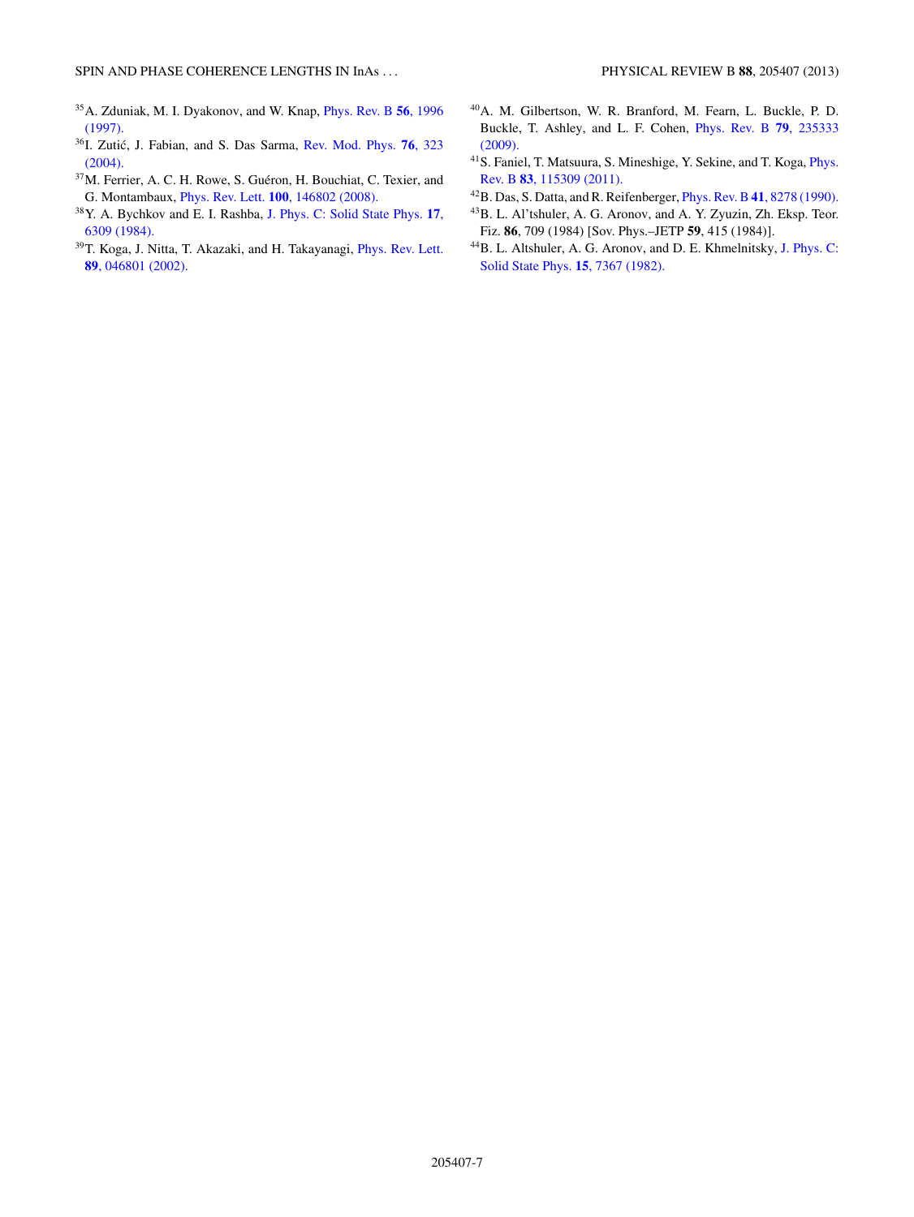[35] A. Zduniak, M. I. Dyakonov, and W. Knap, Phys. Rev. B **56**, 1996 (1997).

[36] I. Žutić, J. Fabian, and S. Das Sarma, Rev. Mod. Phys. **76**, 323 (2004).

[37] M. Ferrier, A. C. H. Rowe, S. Guéron, H. Bouchiat, C. Texier, and G. Montambaux, Phys. Rev. Lett. **100**, 146802 (2008).

[38] Y. A. Bychkov and E. I. Rashba, J. Phys. C: Solid State Phys. **17**, 6309 (1984).

[39] T. Koga, J. Nitta, T. Akazaki, and H. Takayanagi, Phys. Rev. Lett. **89**, 046801 (2002).

[40] A. M. Gilbertson, W. R. Branford, M. Fearn, L. Buckle, P. D. Buckle, T. Ashley, and L. F. Cohen, Phys. Rev. B **79**, 235333 (2009).

[41] S. Faniel, T. Matsuura, S. Mineshige, Y. Sekine, and T. Koga, Phys. Rev. B **83**, 115309 (2011).

[42] B. Das, S. Datta, and R. Reifenberger, Phys. Rev. B **41**, 8278 (1990).

[43] B. L. Al'tshuler, A. G. Aronov, and A. Y. Zyuzin, Zh. Eksp. Teor. Fiz. **86**, 709 (1984) [Sov. Phys.–JETP **59**, 415 (1984)].

[44] B. L. Altshuler, A. G. Aronov, and D. E. Khmelnitsky, J. Phys. C: Solid State Phys. **15**, 7367 (1982).